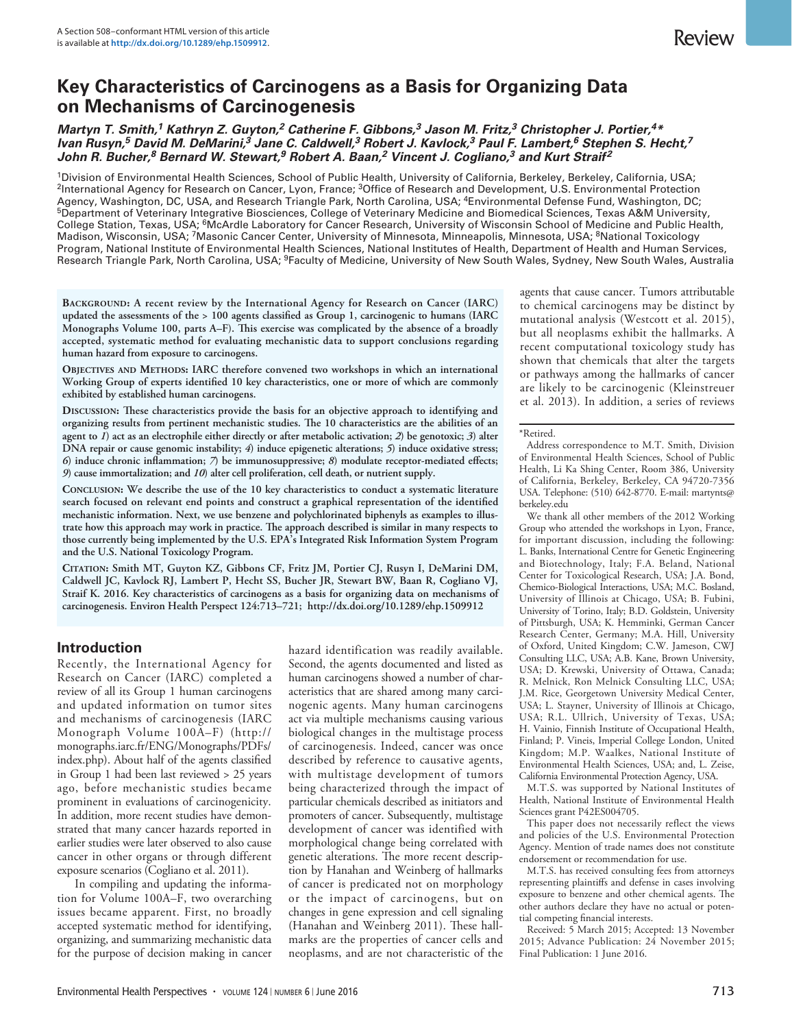# Key Characteristics of Carcinogens as a Basis for Organizing Data on Mechanisms of Carcinogenesis

***Martyn T. Smith,[1] Kathryn Z. Guyton,[2] Catherine F. Gibbons,[3] Jason M. Fritz,[3] Christopher J. Portier,[4]\* Ivan Rusyn,[5] David M. DeMarini,[3] Jane C. Caldwell,[3] Robert J. Kavlock,[3] Paul F. Lambert,[6] Stephen S. Hecht,[7] John R. Bucher,[8] Bernard W. Stewart,[9] Robert A. Baan,[2] Vincent J. Cogliano,[3] and Kurt Straif[2]***

[1]Division of Environmental Health Sciences, School of Public Health, University of California, Berkeley, Berkeley, California, USA; [2]International Agency for Research on Cancer, Lyon, France; [3]Office of Research and Development, U.S. Environmental Protection Agency, Washington, DC, USA, and Research Triangle Park, North Carolina, USA; [4]Environmental Defense Fund, Washington, DC; [5]Department of Veterinary Integrative Biosciences, College of Veterinary Medicine and Biomedical Sciences, Texas A&M University, College Station, Texas, USA; [6]McArdle Laboratory for Cancer Research, University of Wisconsin School of Medicine and Public Health, Madison, Wisconsin, USA; [7]Masonic Cancer Center, University of Minnesota, Minneapolis, Minnesota, USA; [8]National Toxicology Program, National Institute of Environmental Health Sciences, National Institutes of Health, Department of Health and Human Services, Research Triangle Park, North Carolina, USA; [9]Faculty of Medicine, University of New South Wales, Sydney, New South Wales, Australia

**Background: A recent review by the International Agency for Research on Cancer (IARC) updated the assessments of the > 100 agents classified as Group 1, carcinogenic to humans (IARC Monographs Volume 100, parts A–F). This exercise was complicated by the absence of a broadly accepted, systematic method for evaluating mechanistic data to support conclusions regarding human hazard from exposure to carcinogens.**

**Objectives and Methods: IARC therefore convened two workshops in which an international Working Group of experts identified 10 key characteristics, one or more of which are commonly exhibited by established human carcinogens.**

**Discussion: These characteristics provide the basis for an objective approach to identifying and organizing results from pertinent mechanistic studies. The 10 characteristics are the abilities of an agent to *1*) act as an electrophile either directly or after metabolic activation; *2*) be genotoxic; *3*) alter DNA repair or cause genomic instability; *4*) induce epigenetic alterations; *5*) induce oxidative stress; *6*) induce chronic inflammation; *7*) be immunosuppressive; *8*) modulate receptor-mediated effects; *9*) cause immortalization; and *10*) alter cell proliferation, cell death, or nutrient supply.**

**Conclusion: We describe the use of the 10 key characteristics to conduct a systematic literature search focused on relevant end points and construct a graphical representation of the identified mechanistic information. Next, we use benzene and polychlorinated biphenyls as examples to illustrate how this approach may work in practice. The approach described is similar in many respects to those currently being implemented by the U.S. EPA's Integrated Risk Information System Program and the U.S. National Toxicology Program.**

**Citation: Smith MT, Guyton KZ, Gibbons CF, Fritz JM, Portier CJ, Rusyn I, DeMarini DM, Caldwell JC, Kavlock RJ, Lambert P, Hecht SS, Bucher JR, Stewart BW, Baan R, Cogliano VJ, Straif K. 2016. Key characteristics of carcinogens as a basis for organizing data on mechanisms of carcinogenesis. Environ Health Perspect 124:713–721; http://dx.doi.org/10.1289/ehp.1509912**

## Introduction

Recently, the International Agency for Research on Cancer (IARC) completed a review of all its Group 1 human carcinogens and updated information on tumor sites and mechanisms of carcinogenesis (IARC Monograph Volume 100A–F) (http://monographs.iarc.fr/ENG/Monographs/PDFs/index.php). About half of the agents classified in Group 1 had been last reviewed > 25 years ago, before mechanistic studies became prominent in evaluations of carcinogenicity. In addition, more recent studies have demonstrated that many cancer hazards reported in earlier studies were later observed to also cause cancer in other organs or through different exposure scenarios (Cogliano et al. 2011).

In compiling and updating the information for Volume 100A–F, two overarching issues became apparent. First, no broadly accepted systematic method for identifying, organizing, and summarizing mechanistic data for the purpose of decision making in cancer hazard identification was readily available. Second, the agents documented and listed as human carcinogens showed a number of characteristics that are shared among many carcinogenic agents. Many human carcinogens act via multiple mechanisms causing various biological changes in the multistage process of carcinogenesis. Indeed, cancer was once described by reference to causative agents, with multistage development of tumors being characterized through the impact of particular chemicals described as initiators and promoters of cancer. Subsequently, multistage development of cancer was identified with morphological change being correlated with genetic alterations. The more recent description by Hanahan and Weinberg of hallmarks of cancer is predicated not on morphology or the impact of carcinogens, but on changes in gene expression and cell signaling (Hanahan and Weinberg 2011). These hallmarks are the properties of cancer cells and neoplasms, and are not characteristic of the agents that cause cancer. Tumors attributable to chemical carcinogens may be distinct by mutational analysis (Westcott et al. 2015), but all neoplasms exhibit the hallmarks. A recent computational toxicology study has shown that chemicals that alter the targets or pathways among the hallmarks of cancer are likely to be carcinogenic (Kleinstreuer et al. 2013). In addition, a series of reviews

---

\*Retired.

Address correspondence to M.T. Smith, Division of Environmental Health Sciences, School of Public Health, Li Ka Shing Center, Room 386, University of California, Berkeley, Berkeley, CA 94720-7356 USA. Telephone: (510) 642-8770. E-mail: martynts@berkeley.edu

We thank all other members of the 2012 Working Group who attended the workshops in Lyon, France, for important discussion, including the following: L. Banks, International Centre for Genetic Engineering and Biotechnology, Italy; F.A. Beland, National Center for Toxicological Research, USA; J.A. Bond, Chemico-Biological Interactions, USA; M.C. Bosland, University of Illinois at Chicago, USA; B. Fubini, University of Torino, Italy; B.D. Goldstein, University of Pittsburgh, USA; K. Hemminki, German Cancer Research Center, Germany; M.A. Hill, University of Oxford, United Kingdom; C.W. Jameson, CWJ Consulting LLC, USA; A.B. Kane, Brown University, USA; D. Krewski, University of Ottawa, Canada; R. Melnick, Ron Melnick Consulting LLC, USA; J.M. Rice, Georgetown University Medical Center, USA; L. Stayner, University of Illinois at Chicago, USA; R.L. Ullrich, University of Texas, USA; H. Vainio, Finnish Institute of Occupational Health, Finland; P. Vineis, Imperial College London, United Kingdom; M.P. Waalkes, National Institute of Environmental Health Sciences, USA; and, L. Zeise, California Environmental Protection Agency, USA.

M.T.S. was supported by National Institutes of Health, National Institute of Environmental Health Sciences grant P42ES004705.

This paper does not necessarily reflect the views and policies of the U.S. Environmental Protection Agency. Mention of trade names does not constitute endorsement or recommendation for use.

M.T.S. has received consulting fees from attorneys representing plaintiffs and defense in cases involving exposure to benzene and other chemical agents. The other authors declare they have no actual or potential competing financial interests.

Received: 5 March 2015; Accepted: 13 November 2015; Advance Publication: 24 November 2015; Final Publication: 1 June 2016.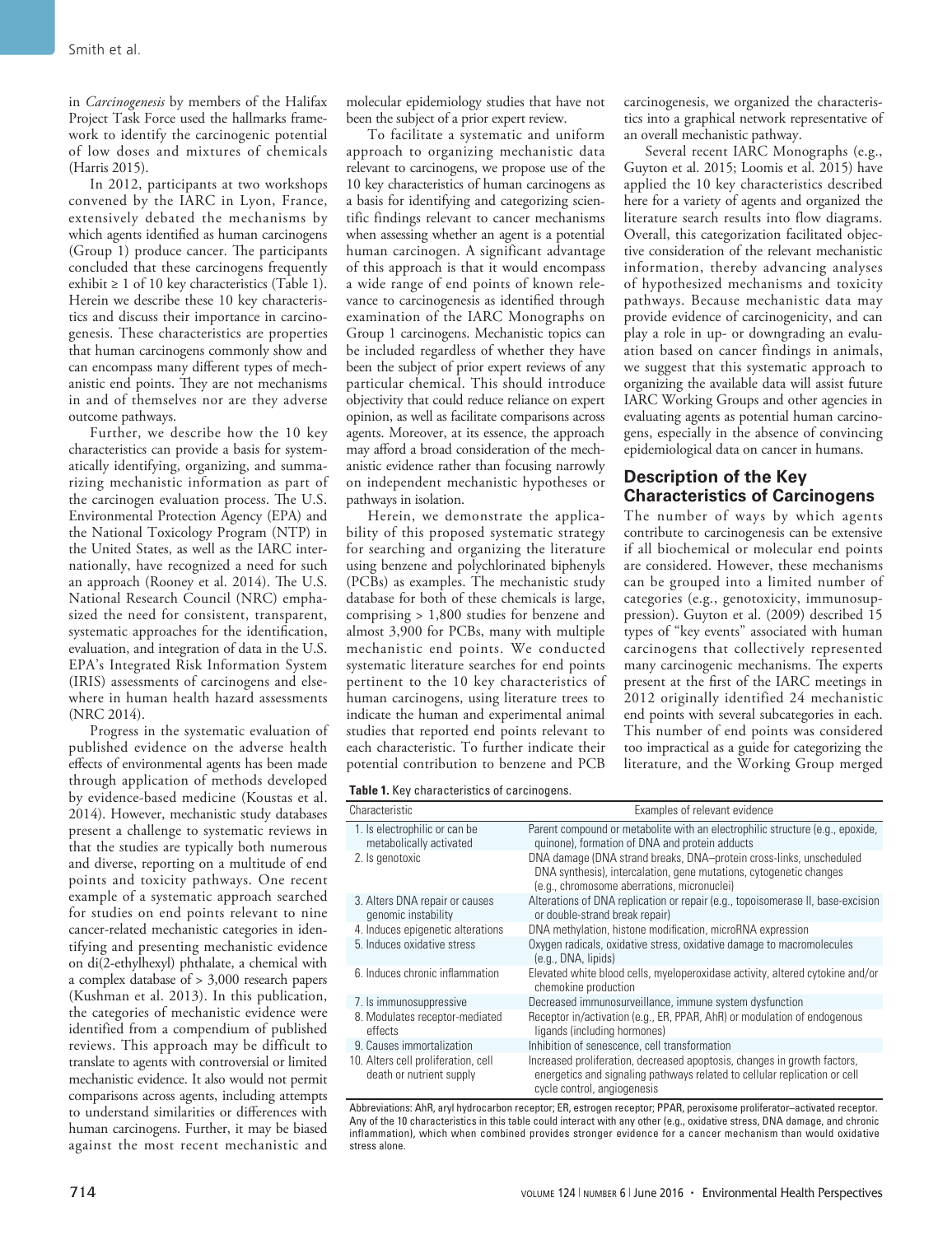in *Carcinogenesis* by members of the Halifax Project Task Force used the hallmarks framework to identify the carcinogenic potential of low doses and mixtures of chemicals (Harris 2015).

In 2012, participants at two workshops convened by the IARC in Lyon, France, extensively debated the mechanisms by which agents identified as human carcinogens (Group 1) produce cancer. The participants concluded that these carcinogens frequently exhibit ≥ 1 of 10 key characteristics (Table 1). Herein we describe these 10 key characteristics and discuss their importance in carcinogenesis. These characteristics are properties that human carcinogens commonly show and can encompass many different types of mechanistic end points. They are not mechanisms in and of themselves nor are they adverse outcome pathways.

Further, we describe how the 10 key characteristics can provide a basis for systematically identifying, organizing, and summarizing mechanistic information as part of the carcinogen evaluation process. The U.S. Environmental Protection Agency (EPA) and the National Toxicology Program (NTP) in the United States, as well as the IARC internationally, have recognized a need for such an approach (Rooney et al. 2014). The U.S. National Research Council (NRC) emphasized the need for consistent, transparent, systematic approaches for the identification, evaluation, and integration of data in the U.S. EPA's Integrated Risk Information System (IRIS) assessments of carcinogens and elsewhere in human health hazard assessments (NRC 2014).

Progress in the systematic evaluation of published evidence on the adverse health effects of environmental agents has been made through application of methods developed by evidence-based medicine (Koustas et al. 2014). However, mechanistic study databases present a challenge to systematic reviews in that the studies are typically both numerous and diverse, reporting on a multitude of end points and toxicity pathways. One recent example of a systematic approach searched for studies on end points relevant to nine cancer-related mechanistic categories in identifying and presenting mechanistic evidence on di(2-ethylhexyl) phthalate, a chemical with a complex database of > 3,000 research papers (Kushman et al. 2013). In this publication, the categories of mechanistic evidence were identified from a compendium of published reviews. This approach may be difficult to translate to agents with controversial or limited mechanistic evidence. It also would not permit comparisons across agents, including attempts to understand similarities or differences with human carcinogens. Further, it may be biased against the most recent mechanistic and molecular epidemiology studies that have not been the subject of a prior expert review.

To facilitate a systematic and uniform approach to organizing mechanistic data relevant to carcinogens, we propose use of the 10 key characteristics of human carcinogens as a basis for identifying and categorizing scientific findings relevant to cancer mechanisms when assessing whether an agent is a potential human carcinogen. A significant advantage of this approach is that it would encompass a wide range of end points of known relevance to carcinogenesis as identified through examination of the IARC Monographs on Group 1 carcinogens. Mechanistic topics can be included regardless of whether they have been the subject of prior expert reviews of any particular chemical. This should introduce objectivity that could reduce reliance on expert opinion, as well as facilitate comparisons across agents. Moreover, at its essence, the approach may afford a broad consideration of the mechanistic evidence rather than focusing narrowly on independent mechanistic hypotheses or pathways in isolation.

Herein, we demonstrate the applicability of this proposed systematic strategy for searching and organizing the literature using benzene and polychlorinated biphenyls (PCBs) as examples. The mechanistic study database for both of these chemicals is large, comprising > 1,800 studies for benzene and almost 3,900 for PCBs, many with multiple mechanistic end points. We conducted systematic literature searches for end points pertinent to the 10 key characteristics of human carcinogens, using literature trees to indicate the human and experimental animal studies that reported end points relevant to each characteristic. To further indicate their potential contribution to benzene and PCB carcinogenesis, we organized the characteristics into a graphical network representative of an overall mechanistic pathway.

Several recent IARC Monographs (e.g., Guyton et al. 2015; Loomis et al. 2015) have applied the 10 key characteristics described here for a variety of agents and organized the literature search results into flow diagrams. Overall, this categorization facilitated objective consideration of the relevant mechanistic information, thereby advancing analyses of hypothesized mechanisms and toxicity pathways. Because mechanistic data may provide evidence of carcinogenicity, and can play a role in up- or downgrading an evaluation based on cancer findings in animals, we suggest that this systematic approach to organizing the available data will assist future IARC Working Groups and other agencies in evaluating agents as potential human carcinogens, especially in the absence of convincing epidemiological data on cancer in humans.

## Description of the Key Characteristics of Carcinogens

The number of ways by which agents contribute to carcinogenesis can be extensive if all biochemical or molecular end points are considered. However, these mechanisms can be grouped into a limited number of categories (e.g., genotoxicity, immunosuppression). Guyton et al. (2009) described 15 types of "key events" associated with human carcinogens that collectively represented many carcinogenic mechanisms. The experts present at the first of the IARC meetings in 2012 originally identified 24 mechanistic end points with several subcategories in each. This number of end points was considered too impractical as a guide for categorizing the literature, and the Working Group merged

**Table 1.** Key characteristics of carcinogens.

| Characteristic | Examples of relevant evidence |
|---|---|
| 1. Is electrophilic or can be metabolically activated | Parent compound or metabolite with an electrophilic structure (e.g., epoxide, quinone), formation of DNA and protein adducts |
| 2. Is genotoxic | DNA damage (DNA strand breaks, DNA–protein cross-links, unscheduled DNA synthesis), intercalation, gene mutations, cytogenetic changes (e.g., chromosome aberrations, micronuclei) |
| 3. Alters DNA repair or causes genomic instability | Alterations of DNA replication or repair (e.g., topoisomerase II, base-excision or double-strand break repair) |
| 4. Induces epigenetic alterations | DNA methylation, histone modification, microRNA expression |
| 5. Induces oxidative stress | Oxygen radicals, oxidative stress, oxidative damage to macromolecules (e.g., DNA, lipids) |
| 6. Induces chronic inflammation | Elevated white blood cells, myeloperoxidase activity, altered cytokine and/or chemokine production |
| 7. Is immunosuppressive | Decreased immunosurveillance, immune system dysfunction |
| 8. Modulates receptor-mediated effects | Receptor in/activation (e.g., ER, PPAR, AhR) or modulation of endogenous ligands (including hormones) |
| 9. Causes immortalization | Inhibition of senescence, cell transformation |
| 10. Alters cell proliferation, cell death or nutrient supply | Increased proliferation, decreased apoptosis, changes in growth factors, energetics and signaling pathways related to cellular replication or cell cycle control, angiogenesis |

Abbreviations: AhR, aryl hydrocarbon receptor; ER, estrogen receptor; PPAR, peroxisome proliferator–activated receptor. Any of the 10 characteristics in this table could interact with any other (e.g., oxidative stress, DNA damage, and chronic inflammation), which when combined provides stronger evidence for a cancer mechanism than would oxidative stress alone.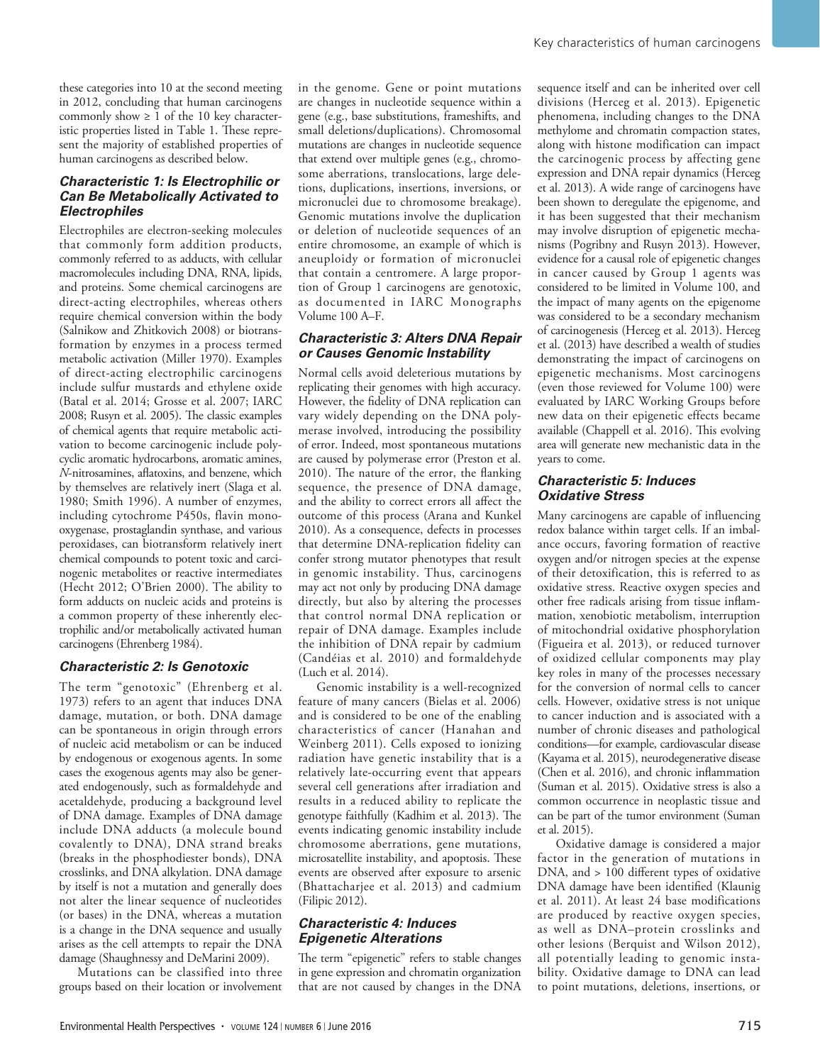these categories into 10 at the second meeting in 2012, concluding that human carcinogens commonly show ≥ 1 of the 10 key characteristic properties listed in Table 1. These represent the majority of established properties of human carcinogens as described below.

### Characteristic 1: Is Electrophilic or Can Be Metabolically Activated to Electrophiles

Electrophiles are electron-seeking molecules that commonly form addition products, commonly referred to as adducts, with cellular macromolecules including DNA, RNA, lipids, and proteins. Some chemical carcinogens are direct-acting electrophiles, whereas others require chemical conversion within the body (Salnikow and Zhitkovich 2008) or biotransformation by enzymes in a process termed metabolic activation (Miller 1970). Examples of direct-acting electrophilic carcinogens include sulfur mustards and ethylene oxide (Batal et al. 2014; Grosse et al. 2007; IARC 2008; Rusyn et al. 2005). The classic examples of chemical agents that require metabolic activation to become carcinogenic include polycyclic aromatic hydrocarbons, aromatic amines, *N*-nitrosamines, aflatoxins, and benzene, which by themselves are relatively inert (Slaga et al. 1980; Smith 1996). A number of enzymes, including cytochrome P450s, flavin monooxygenase, prostaglandin synthase, and various peroxidases, can biotransform relatively inert chemical compounds to potent toxic and carcinogenic metabolites or reactive intermediates (Hecht 2012; O'Brien 2000). The ability to form adducts on nucleic acids and proteins is a common property of these inherently electrophilic and/or metabolically activated human carcinogens (Ehrenberg 1984).

### Characteristic 2: Is Genotoxic

The term "genotoxic" (Ehrenberg et al. 1973) refers to an agent that induces DNA damage, mutation, or both. DNA damage can be spontaneous in origin through errors of nucleic acid metabolism or can be induced by endogenous or exogenous agents. In some cases the exogenous agents may also be generated endogenously, such as formaldehyde and acetaldehyde, producing a background level of DNA damage. Examples of DNA damage include DNA adducts (a molecule bound covalently to DNA), DNA strand breaks (breaks in the phosphodiester bonds), DNA crosslinks, and DNA alkylation. DNA damage by itself is not a mutation and generally does not alter the linear sequence of nucleotides (or bases) in the DNA, whereas a mutation is a change in the DNA sequence and usually arises as the cell attempts to repair the DNA damage (Shaughnessy and DeMarini 2009).

Mutations can be classified into three groups based on their location or involvement in the genome. Gene or point mutations are changes in nucleotide sequence within a gene (e.g., base substitutions, frameshifts, and small deletions/duplications). Chromosomal mutations are changes in nucleotide sequence that extend over multiple genes (e.g., chromosome aberrations, translocations, large deletions, duplications, insertions, inversions, or micronuclei due to chromosome breakage). Genomic mutations involve the duplication or deletion of nucleotide sequences of an entire chromosome, an example of which is aneuploidy or formation of micronuclei that contain a centromere. A large proportion of Group 1 carcinogens are genotoxic, as documented in IARC Monographs Volume 100 A–F.

### Characteristic 3: Alters DNA Repair or Causes Genomic Instability

Normal cells avoid deleterious mutations by replicating their genomes with high accuracy. However, the fidelity of DNA replication can vary widely depending on the DNA polymerase involved, introducing the possibility of error. Indeed, most spontaneous mutations are caused by polymerase error (Preston et al. 2010). The nature of the error, the flanking sequence, the presence of DNA damage, and the ability to correct errors all affect the outcome of this process (Arana and Kunkel 2010). As a consequence, defects in processes that determine DNA-replication fidelity can confer strong mutator phenotypes that result in genomic instability. Thus, carcinogens may act not only by producing DNA damage directly, but also by altering the processes that control normal DNA replication or repair of DNA damage. Examples include the inhibition of DNA repair by cadmium (Candéias et al. 2010) and formaldehyde (Luch et al. 2014).

Genomic instability is a well-recognized feature of many cancers (Bielas et al. 2006) and is considered to be one of the enabling characteristics of cancer (Hanahan and Weinberg 2011). Cells exposed to ionizing radiation have genetic instability that is a relatively late-occurring event that appears several cell generations after irradiation and results in a reduced ability to replicate the genotype faithfully (Kadhim et al. 2013). The events indicating genomic instability include chromosome aberrations, gene mutations, microsatellite instability, and apoptosis. These events are observed after exposure to arsenic (Bhattacharjee et al. 2013) and cadmium (Filipic 2012).

### Characteristic 4: Induces Epigenetic Alterations

The term "epigenetic" refers to stable changes in gene expression and chromatin organization that are not caused by changes in the DNA sequence itself and can be inherited over cell divisions (Herceg et al. 2013). Epigenetic phenomena, including changes to the DNA methylome and chromatin compaction states, along with histone modification can impact the carcinogenic process by affecting gene expression and DNA repair dynamics (Herceg et al. 2013). A wide range of carcinogens have been shown to deregulate the epigenome, and it has been suggested that their mechanism may involve disruption of epigenetic mechanisms (Pogribny and Rusyn 2013). However, evidence for a causal role of epigenetic changes in cancer caused by Group 1 agents was considered to be limited in Volume 100, and the impact of many agents on the epigenome was considered to be a secondary mechanism of carcinogenesis (Herceg et al. 2013). Herceg et al. (2013) have described a wealth of studies demonstrating the impact of carcinogens on epigenetic mechanisms. Most carcinogens (even those reviewed for Volume 100) were evaluated by IARC Working Groups before new data on their epigenetic effects became available (Chappell et al. 2016). This evolving area will generate new mechanistic data in the years to come.

### Characteristic 5: Induces Oxidative Stress

Many carcinogens are capable of influencing redox balance within target cells. If an imbalance occurs, favoring formation of reactive oxygen and/or nitrogen species at the expense of their detoxification, this is referred to as oxidative stress. Reactive oxygen species and other free radicals arising from tissue inflammation, xenobiotic metabolism, interruption of mitochondrial oxidative phosphorylation (Figueira et al. 2013), or reduced turnover of oxidized cellular components may play key roles in many of the processes necessary for the conversion of normal cells to cancer cells. However, oxidative stress is not unique to cancer induction and is associated with a number of chronic diseases and pathological conditions—for example, cardiovascular disease (Kayama et al. 2015), neurodegenerative disease (Chen et al. 2016), and chronic inflammation (Suman et al. 2015). Oxidative stress is also a common occurrence in neoplastic tissue and can be part of the tumor environment (Suman et al. 2015).

Oxidative damage is considered a major factor in the generation of mutations in DNA, and > 100 different types of oxidative DNA damage have been identified (Klaunig et al. 2011). At least 24 base modifications are produced by reactive oxygen species, as well as DNA–protein crosslinks and other lesions (Berquist and Wilson 2012), all potentially leading to genomic instability. Oxidative damage to DNA can lead to point mutations, deletions, insertions, or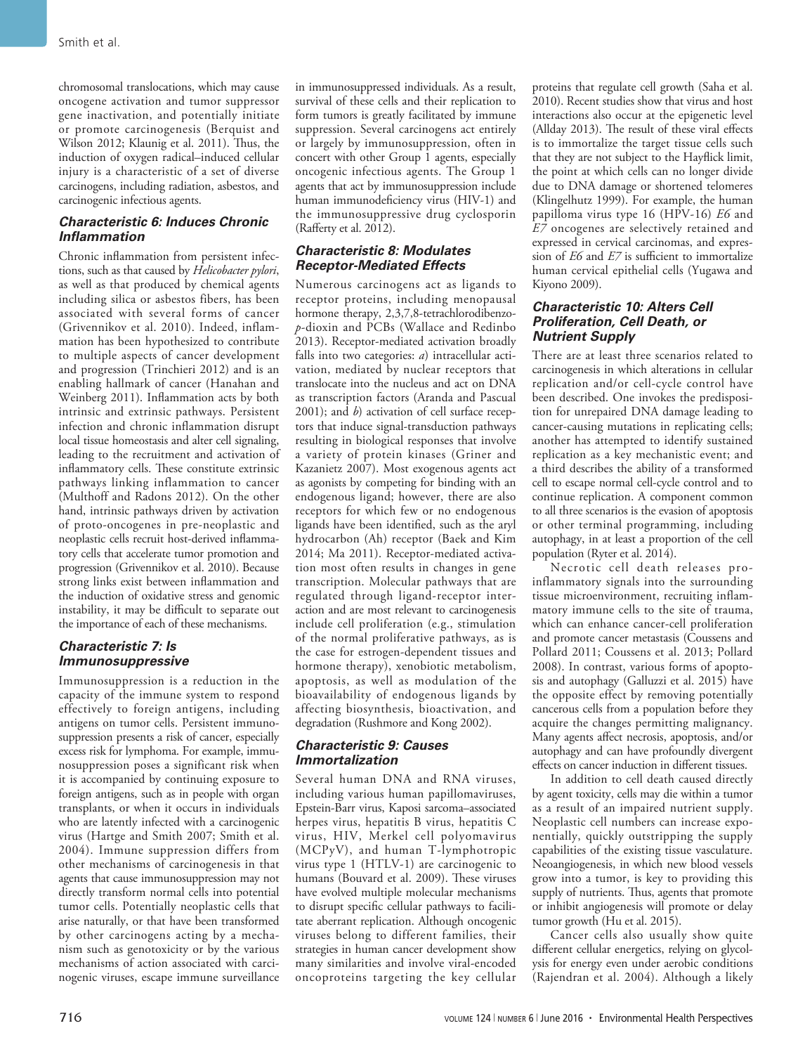chromosomal translocations, which may cause oncogene activation and tumor suppressor gene inactivation, and potentially initiate or promote carcinogenesis (Berquist and Wilson 2012; Klaunig et al. 2011). Thus, the induction of oxygen radical–induced cellular injury is a characteristic of a set of diverse carcinogens, including radiation, asbestos, and carcinogenic infectious agents.

### *Characteristic 6: Induces Chronic Inflammation*

Chronic inflammation from persistent infections, such as that caused by *Helicobacter pylori*, as well as that produced by chemical agents including silica or asbestos fibers, has been associated with several forms of cancer (Grivennikov et al. 2010). Indeed, inflammation has been hypothesized to contribute to multiple aspects of cancer development and progression (Trinchieri 2012) and is an enabling hallmark of cancer (Hanahan and Weinberg 2011). Inflammation acts by both intrinsic and extrinsic pathways. Persistent infection and chronic inflammation disrupt local tissue homeostasis and alter cell signaling, leading to the recruitment and activation of inflammatory cells. These constitute extrinsic pathways linking inflammation to cancer (Multhoff and Radons 2012). On the other hand, intrinsic pathways driven by activation of proto-oncogenes in pre-neoplastic and neoplastic cells recruit host-derived inflammatory cells that accelerate tumor promotion and progression (Grivennikov et al. 2010). Because strong links exist between inflammation and the induction of oxidative stress and genomic instability, it may be difficult to separate out the importance of each of these mechanisms.

### *Characteristic 7: Is Immunosuppressive*

Immunosuppression is a reduction in the capacity of the immune system to respond effectively to foreign antigens, including antigens on tumor cells. Persistent immunosuppression presents a risk of cancer, especially excess risk for lymphoma. For example, immunosuppression poses a significant risk when it is accompanied by continuing exposure to foreign antigens, such as in people with organ transplants, or when it occurs in individuals who are latently infected with a carcinogenic virus (Hartge and Smith 2007; Smith et al. 2004). Immune suppression differs from other mechanisms of carcinogenesis in that agents that cause immunosuppression may not directly transform normal cells into potential tumor cells. Potentially neoplastic cells that arise naturally, or that have been transformed by other carcinogens acting by a mechanism such as genotoxicity or by the various mechanisms of action associated with carcinogenic viruses, escape immune surveillance in immunosuppressed individuals. As a result, survival of these cells and their replication to form tumors is greatly facilitated by immune suppression. Several carcinogens act entirely or largely by immunosuppression, often in concert with other Group 1 agents, especially oncogenic infectious agents. The Group 1 agents that act by immunosuppression include human immunodeficiency virus (HIV-1) and the immunosuppressive drug cyclosporin (Rafferty et al. 2012).

### *Characteristic 8: Modulates Receptor-Mediated Effects*

Numerous carcinogens act as ligands to receptor proteins, including menopausal hormone therapy, 2,3,7,8-tetrachlorodibenzo-*p*-dioxin and PCBs (Wallace and Redinbo 2013). Receptor-mediated activation broadly falls into two categories: *a*) intracellular activation, mediated by nuclear receptors that translocate into the nucleus and act on DNA as transcription factors (Aranda and Pascual 2001); and *b*) activation of cell surface receptors that induce signal-transduction pathways resulting in biological responses that involve a variety of protein kinases (Griner and Kazanietz 2007). Most exogenous agents act as agonists by competing for binding with an endogenous ligand; however, there are also receptors for which few or no endogenous ligands have been identified, such as the aryl hydrocarbon (Ah) receptor (Baek and Kim 2014; Ma 2011). Receptor-mediated activation most often results in changes in gene transcription. Molecular pathways that are regulated through ligand-receptor interaction and are most relevant to carcinogenesis include cell proliferation (e.g., stimulation of the normal proliferative pathways, as is the case for estrogen-dependent tissues and hormone therapy), xenobiotic metabolism, apoptosis, as well as modulation of the bioavailability of endogenous ligands by affecting biosynthesis, bioactivation, and degradation (Rushmore and Kong 2002).

### *Characteristic 9: Causes Immortalization*

Several human DNA and RNA viruses, including various human papillomaviruses, Epstein-Barr virus, Kaposi sarcoma–associated herpes virus, hepatitis B virus, hepatitis C virus, HIV, Merkel cell polyomavirus (MCPyV), and human T-lymphotropic virus type 1 (HTLV-1) are carcinogenic to humans (Bouvard et al. 2009). These viruses have evolved multiple molecular mechanisms to disrupt specific cellular pathways to facilitate aberrant replication. Although oncogenic viruses belong to different families, their strategies in human cancer development show many similarities and involve viral-encoded oncoproteins targeting the key cellular proteins that regulate cell growth (Saha et al. 2010). Recent studies show that virus and host interactions also occur at the epigenetic level (Allday 2013). The result of these viral effects is to immortalize the target tissue cells such that they are not subject to the Hayflick limit, the point at which cells can no longer divide due to DNA damage or shortened telomeres (Klingelhutz 1999). For example, the human papilloma virus type 16 (HPV-16) *E6* and *E7* oncogenes are selectively retained and expressed in cervical carcinomas, and expression of *E6* and *E7* is sufficient to immortalize human cervical epithelial cells (Yugawa and Kiyono 2009).

### *Characteristic 10: Alters Cell Proliferation, Cell Death, or Nutrient Supply*

There are at least three scenarios related to carcinogenesis in which alterations in cellular replication and/or cell-cycle control have been described. One invokes the predisposition for unrepaired DNA damage leading to cancer-causing mutations in replicating cells; another has attempted to identify sustained replication as a key mechanistic event; and a third describes the ability of a transformed cell to escape normal cell-cycle control and to continue replication. A component common to all three scenarios is the evasion of apoptosis or other terminal programming, including autophagy, in at least a proportion of the cell population (Ryter et al. 2014).

Necrotic cell death releases pro-inflammatory signals into the surrounding tissue microenvironment, recruiting inflammatory immune cells to the site of trauma, which can enhance cancer-cell proliferation and promote cancer metastasis (Coussens and Pollard 2011; Coussens et al. 2013; Pollard 2008). In contrast, various forms of apoptosis and autophagy (Galluzzi et al. 2015) have the opposite effect by removing potentially cancerous cells from a population before they acquire the changes permitting malignancy. Many agents affect necrosis, apoptosis, and/or autophagy and can have profoundly divergent effects on cancer induction in different tissues.

In addition to cell death caused directly by agent toxicity, cells may die within a tumor as a result of an impaired nutrient supply. Neoplastic cell numbers can increase exponentially, quickly outstripping the supply capabilities of the existing tissue vasculature. Neoangiogenesis, in which new blood vessels grow into a tumor, is key to providing this supply of nutrients. Thus, agents that promote or inhibit angiogenesis will promote or delay tumor growth (Hu et al. 2015).

Cancer cells also usually show quite different cellular energetics, relying on glycolysis for energy even under aerobic conditions (Rajendran et al. 2004). Although a likely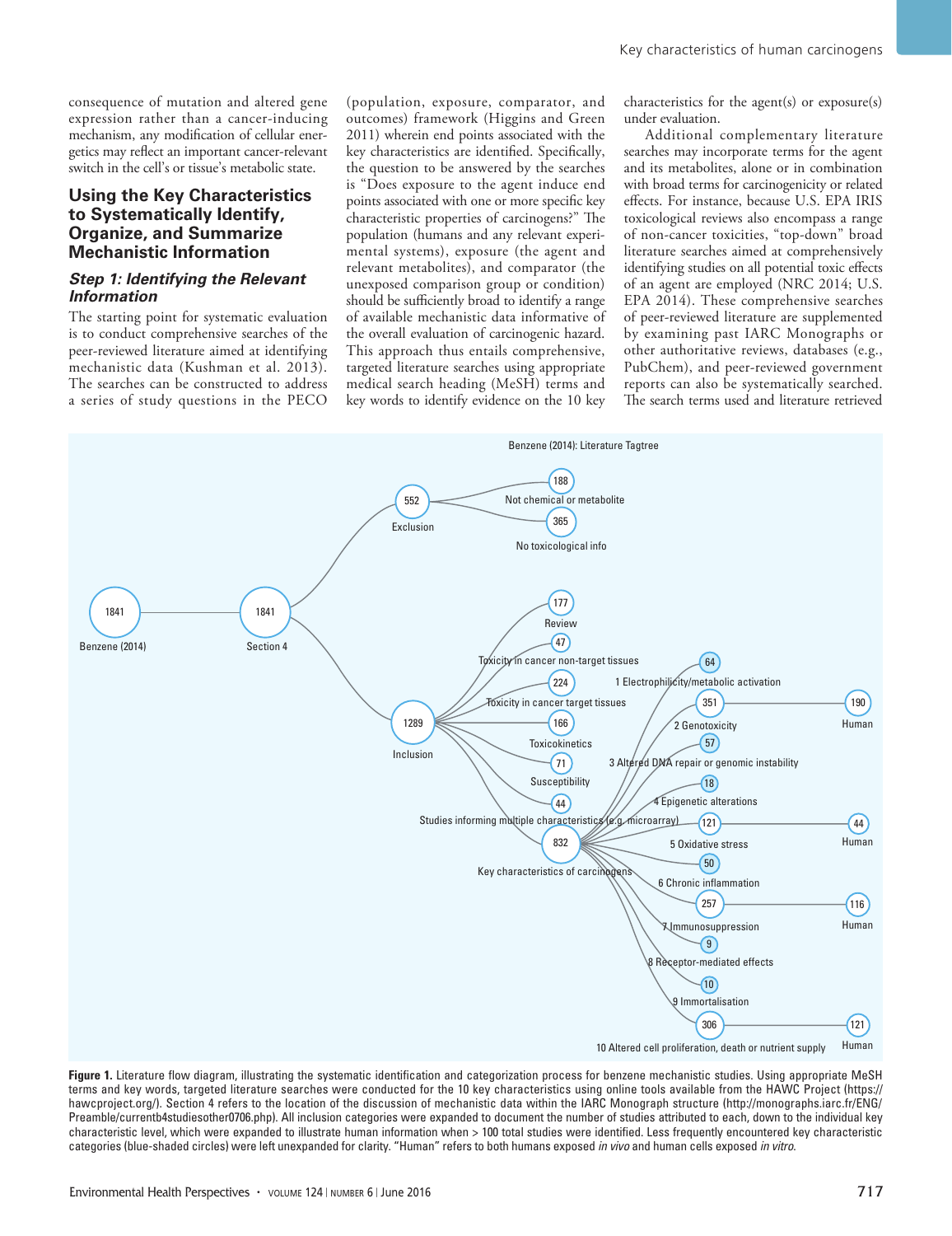consequence of mutation and altered gene expression rather than a cancer-inducing mechanism, any modification of cellular energetics may reflect an important cancer-relevant switch in the cell's or tissue's metabolic state.

## Using the Key Characteristics to Systematically Identify, Organize, and Summarize Mechanistic Information

### *Step 1: Identifying the Relevant Information*

The starting point for systematic evaluation is to conduct comprehensive searches of the peer-reviewed literature aimed at identifying mechanistic data (Kushman et al. 2013). The searches can be constructed to address a series of study questions in the PECO (population, exposure, comparator, and outcomes) framework (Higgins and Green 2011) wherein end points associated with the key characteristics are identified. Specifically, the question to be answered by the searches is "Does exposure to the agent induce end points associated with one or more specific key characteristic properties of carcinogens?" The population (humans and any relevant experimental systems), exposure (the agent and relevant metabolites), and comparator (the unexposed comparison group or condition) should be sufficiently broad to identify a range of available mechanistic data informative of the overall evaluation of carcinogenic hazard. This approach thus entails comprehensive, targeted literature searches using appropriate medical search heading (MeSH) terms and key words to identify evidence on the 10 key characteristics for the agent(s) or exposure(s) under evaluation.

Additional complementary literature searches may incorporate terms for the agent and its metabolites, alone or in combination with broad terms for carcinogenicity or related effects. For instance, because U.S. EPA IRIS toxicological reviews also encompass a range of non-cancer toxicities, "top-down" broad literature searches aimed at comprehensively identifying studies on all potential toxic effects of an agent are employed (NRC 2014; U.S. EPA 2014). These comprehensive searches of peer-reviewed literature are supplemented by examining past IARC Monographs or other authoritative reviews, databases (e.g., PubChem), and peer-reviewed government reports can also be systematically searched. The search terms used and literature retrieved

Benzene (2014): Literature Tagtree

- Benzene (2014): 1841
  - Section 4: 1841
    - Exclusion: 552
      - Not chemical or metabolite: 188
      - No toxicological info: 365
    - Inclusion: 1289
      - Review: 177
      - Toxicity in cancer non-target tissues: 47
      - Toxicity in cancer target tissues: 224
      - Toxicokinetics: 166
      - Susceptibility: 71
      - Studies informing multiple characteristics (e.g. microarray): 44
      - Key characteristics of carcinogens: 832
        - 1 Electrophilicity/metabolic activation: 64
        - 2 Genotoxicity: 351 (Human: 190)
        - 3 Altered DNA repair or genomic instability: 57
        - 4 Epigenetic alterations: 18
        - 5 Oxidative stress: 121 (Human: 44)
        - 6 Chronic inflammation: 50
        - 7 Immunosuppression: 257 (Human: 116)
        - 8 Receptor-mediated effects: 9
        - 9 Immortalisation: 10
        - 10 Altered cell proliferation, death or nutrient supply: 306 (Human: 121)

**Figure 1.** Literature flow diagram, illustrating the systematic identification and categorization process for benzene mechanistic studies. Using appropriate MeSH terms and key words, targeted literature searches were conducted for the 10 key characteristics using online tools available from the HAWC Project (https://hawcproject.org/). Section 4 refers to the location of the discussion of mechanistic data within the IARC Monograph structure (http://monographs.iarc.fr/ENG/Preamble/currentb4studiesother0706.php). All inclusion categories were expanded to document the number of studies attributed to each, down to the individual key characteristic level, which were expanded to illustrate human information when > 100 total studies were identified. Less frequently encountered key characteristic categories (blue-shaded circles) were left unexpanded for clarity. "Human" refers to both humans exposed *in vivo* and human cells exposed *in vitro*.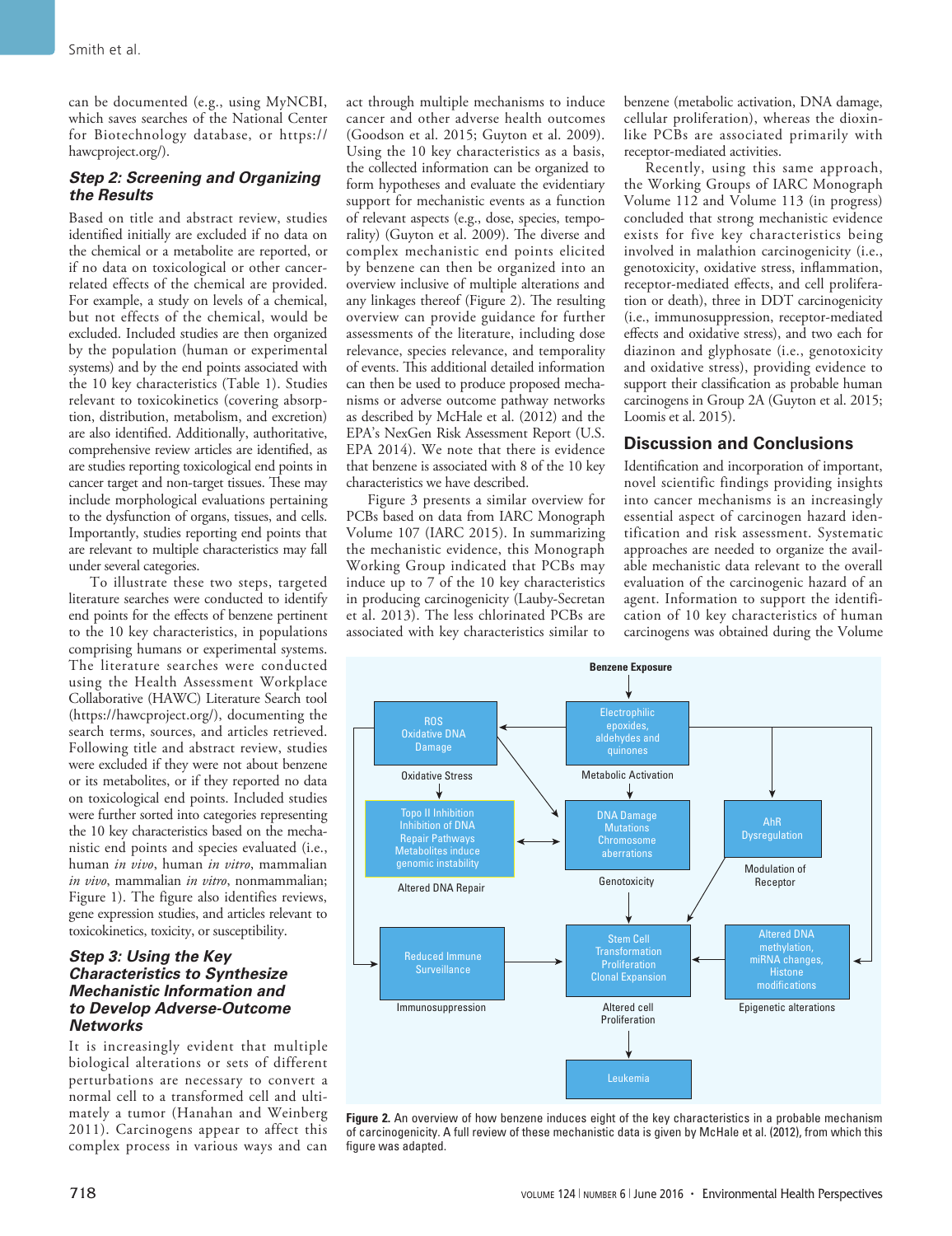can be documented (e.g., using MyNCBI, which saves searches of the National Center for Biotechnology database, or https://hawcproject.org/).

### Step 2: Screening and Organizing the Results

Based on title and abstract review, studies identified initially are excluded if no data on the chemical or a metabolite are reported, or if no data on toxicological or other cancer-related effects of the chemical are provided. For example, a study on levels of a chemical, but not effects of the chemical, would be excluded. Included studies are then organized by the population (human or experimental systems) and by the end points associated with the 10 key characteristics (Table 1). Studies relevant to toxicokinetics (covering absorption, distribution, metabolism, and excretion) are also identified. Additionally, authoritative, comprehensive review articles are identified, as are studies reporting toxicological end points in cancer target and non-target tissues. These may include morphological evaluations pertaining to the dysfunction of organs, tissues, and cells. Importantly, studies reporting end points that are relevant to multiple characteristics may fall under several categories.

To illustrate these two steps, targeted literature searches were conducted to identify end points for the effects of benzene pertinent to the 10 key characteristics, in populations comprising humans or experimental systems. The literature searches were conducted using the Health Assessment Workplace Collaborative (HAWC) Literature Search tool (https://hawcproject.org/), documenting the search terms, sources, and articles retrieved. Following title and abstract review, studies were excluded if they were not about benzene or its metabolites, or if they reported no data on toxicological end points. Included studies were further sorted into categories representing the 10 key characteristics based on the mechanistic end points and species evaluated (i.e., human *in vivo*, human *in vitro*, mammalian *in vivo*, mammalian *in vitro*, nonmammalian; Figure 1). The figure also identifies reviews, gene expression studies, and articles relevant to toxicokinetics, toxicity, or susceptibility.

### Step 3: Using the Key Characteristics to Synthesize Mechanistic Information and to Develop Adverse-Outcome Networks

It is increasingly evident that multiple biological alterations or sets of different perturbations are necessary to convert a normal cell to a transformed cell and ultimately a tumor (Hanahan and Weinberg 2011). Carcinogens appear to affect this complex process in various ways and can act through multiple mechanisms to induce cancer and other adverse health outcomes (Goodson et al. 2015; Guyton et al. 2009). Using the 10 key characteristics as a basis, the collected information can be organized to form hypotheses and evaluate the evidentiary support for mechanistic events as a function of relevant aspects (e.g., dose, species, temporality) (Guyton et al. 2009). The diverse and complex mechanistic end points elicited by benzene can then be organized into an overview inclusive of multiple alterations and any linkages thereof (Figure 2). The resulting overview can provide guidance for further assessments of the literature, including dose relevance, species relevance, and temporality of events. This additional detailed information can then be used to produce proposed mechanisms or adverse outcome pathway networks as described by McHale et al. (2012) and the EPA's NexGen Risk Assessment Report (U.S. EPA 2014). We note that there is evidence that benzene is associated with 8 of the 10 key characteristics we have described.

Figure 3 presents a similar overview for PCBs based on data from IARC Monograph Volume 107 (IARC 2015). In summarizing the mechanistic evidence, this Monograph Working Group indicated that PCBs may induce up to 7 of the 10 key characteristics in producing carcinogenicity (Lauby-Secretan et al. 2013). The less chlorinated PCBs are associated with key characteristics similar to benzene (metabolic activation, DNA damage, cellular proliferation), whereas the dioxin-like PCBs are associated primarily with receptor-mediated activities.

Recently, using this same approach, the Working Groups of IARC Monograph Volume 112 and Volume 113 (in progress) concluded that strong mechanistic evidence exists for five key characteristics being involved in malathion carcinogenicity (i.e., genotoxicity, oxidative stress, inflammation, receptor-mediated effects, and cell proliferation or death), three in DDT carcinogenicity (i.e., immunosuppression, receptor-mediated effects and oxidative stress), and two each for diazinon and glyphosate (i.e., genotoxicity and oxidative stress), providing evidence to support their classification as probable human carcinogens in Group 2A (Guyton et al. 2015; Loomis et al. 2015).

## Discussion and Conclusions

Identification and incorporation of important, novel scientific findings providing insights into cancer mechanisms is an increasingly essential aspect of carcinogen hazard identification and risk assessment. Systematic approaches are needed to organize the available mechanistic data relevant to the overall evaluation of the carcinogenic hazard of an agent. Information to support the identification of 10 key characteristics of human carcinogens was obtained during the Volume

**Figure 2.** An overview of how benzene induces eight of the key characteristics in a probable mechanism of carcinogenicity. A full review of these mechanistic data is given by McHale et al. (2012), from which this figure was adapted.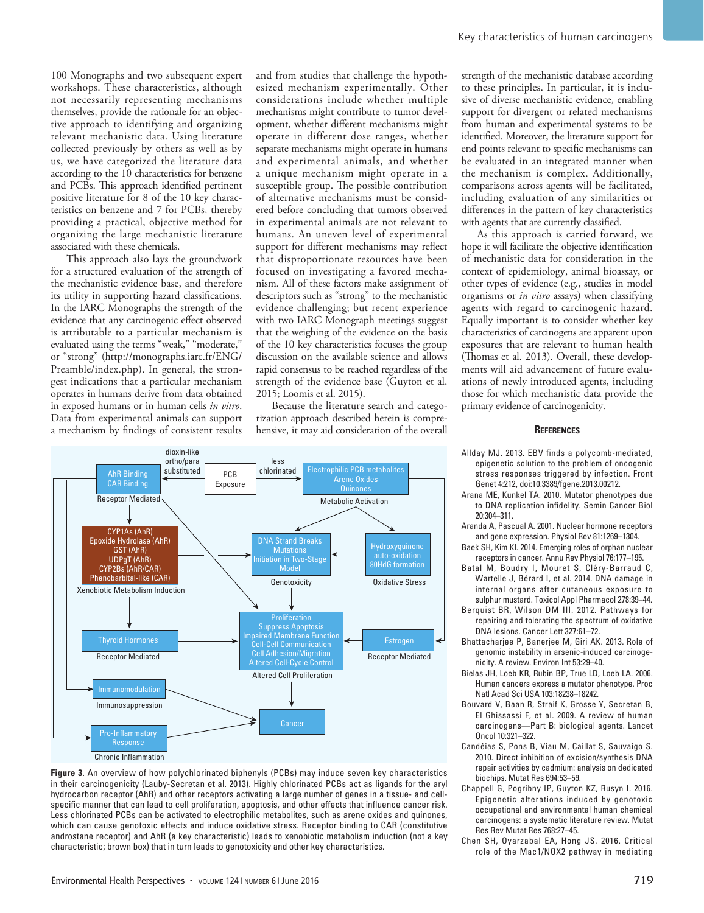100 Monographs and two subsequent expert workshops. These characteristics, although not necessarily representing mechanisms themselves, provide the rationale for an objective approach to identifying and organizing relevant mechanistic data. Using literature collected previously by others as well as by us, we have categorized the literature data according to the 10 characteristics for benzene and PCBs. This approach identified pertinent positive literature for 8 of the 10 key characteristics on benzene and 7 for PCBs, thereby providing a practical, objective method for organizing the large mechanistic literature associated with these chemicals.

This approach also lays the groundwork for a structured evaluation of the strength of the mechanistic evidence base, and therefore its utility in supporting hazard classifications. In the IARC Monographs the strength of the evidence that any carcinogenic effect observed is attributable to a particular mechanism is evaluated using the terms "weak," "moderate," or "strong" (http://monographs.iarc.fr/ENG/Preamble/index.php). In general, the strongest indications that a particular mechanism operates in humans derive from data obtained in exposed humans or in human cells *in vitro*. Data from experimental animals can support a mechanism by findings of consistent results and from studies that challenge the hypothesized mechanism experimentally. Other considerations include whether multiple mechanisms might contribute to tumor development, whether different mechanisms might operate in different dose ranges, whether separate mechanisms might operate in humans and experimental animals, and whether a unique mechanism might operate in a susceptible group. The possible contribution of alternative mechanisms must be considered before concluding that tumors observed in experimental animals are not relevant to humans. An uneven level of experimental support for different mechanisms may reflect that disproportionate resources have been focused on investigating a favored mechanism. All of these factors make assignment of descriptors such as "strong" to the mechanistic evidence challenging; but recent experience with two IARC Monograph meetings suggest that the weighing of the evidence on the basis of the 10 key characteristics focuses the group discussion on the available science and allows rapid consensus to be reached regardless of the strength of the evidence base (Guyton et al. 2015; Loomis et al. 2015).

Because the literature search and categorization approach described herein is comprehensive, it may aid consideration of the overall strength of the mechanistic database according to these principles. In particular, it is inclusive of diverse mechanistic evidence, enabling support for divergent or related mechanisms from human and experimental systems to be identified. Moreover, the literature support for end points relevant to specific mechanisms can be evaluated in an integrated manner when the mechanism is complex. Additionally, comparisons across agents will be facilitated, including evaluation of any similarities or differences in the pattern of key characteristics with agents that are currently classified.

As this approach is carried forward, we hope it will facilitate the objective identification of mechanistic data for consideration in the context of epidemiology, animal bioassay, or other types of evidence (e.g., studies in model organisms or *in vitro* assays) when classifying agents with regard to carcinogenic hazard. Equally important is to consider whether key characteristics of carcinogens are apparent upon exposures that are relevant to human health (Thomas et al. 2013). Overall, these developments will aid advancement of future evaluations of newly introduced agents, including those for which mechanistic data provide the primary evidence of carcinogenicity.

PCB Exposure
dioxin-like ortho/para substituted
less chlorinated
AhR Binding
CAR Binding
Receptor Mediated
Electrophilic PCB metabolites
Arene Oxides
Quinones
Metabolic Activation
CYP1As (AhR)
Epoxide Hydrolase (AhR)
GST (AhR)
UDPgT (AhR)
CYP2Bs (AhR/CAR)
Phenobarbital-like (CAR)
Xenobiotic Metabolism Induction
DNA Strand Breaks
Mutations
Initiation in Two-Stage Model
Genotoxicity
Hydroxyquinone auto-oxidation
8OHdG formation
Oxidative Stress
Thyroid Hormones
Receptor Mediated
Proliferation
Suppress Apoptosis
Impaired Membrane Function
Cell-Cell Communication
Cell Adhesion/Migration
Altered Cell-Cycle Control
Altered Cell Proliferation
Estrogen
Receptor Mediated
Immunomodulation
Immunosuppression
Cancer
Pro-Inflammatory Response
Chronic Inflammation

**Figure 3.** An overview of how polychlorinated biphenyls (PCBs) may induce seven key characteristics in their carcinogenicity (Lauby-Secretan et al. 2013). Highly chlorinated PCBs act as ligands for the aryl hydrocarbon receptor (AhR) and other receptors activating a large number of genes in a tissue- and cell-specific manner that can lead to cell proliferation, apoptosis, and other effects that influence cancer risk. Less chlorinated PCBs can be activated to electrophilic metabolites, such as arene oxides and quinones, which can cause genotoxic effects and induce oxidative stress. Receptor binding to CAR (constitutive androstane receptor) and AhR (a key characteristic) leads to xenobiotic metabolism induction (not a key characteristic; brown box) that in turn leads to genotoxicity and other key characteristics.

## References

Allday MJ. 2013. EBV finds a polycomb-mediated, epigenetic solution to the problem of oncogenic stress responses triggered by infection. Front Genet 4:212, doi:10.3389/fgene.2013.00212.

Arana ME, Kunkel TA. 2010. Mutator phenotypes due to DNA replication infidelity. Semin Cancer Biol 20:304–311.

Aranda A, Pascual A. 2001. Nuclear hormone receptors and gene expression. Physiol Rev 81:1269–1304.

Baek SH, Kim KI. 2014. Emerging roles of orphan nuclear receptors in cancer. Annu Rev Physiol 76:177–195.

Batal M, Boudry I, Mouret S, Cléry-Barraud C, Wartelle J, Bérard I, et al. 2014. DNA damage in internal organs after cutaneous exposure to sulphur mustard. Toxicol Appl Pharmacol 278:39–44.

Berquist BR, Wilson DM III. 2012. Pathways for repairing and tolerating the spectrum of oxidative DNA lesions. Cancer Lett 327:61–72.

Bhattacharjee P, Banerjee M, Giri AK. 2013. Role of genomic instability in arsenic-induced carcinogenicity. A review. Environ Int 53:29–40.

Bielas JH, Loeb KR, Rubin BP, True LD, Loeb LA. 2006. Human cancers express a mutator phenotype. Proc Natl Acad Sci USA 103:18238–18242.

Bouvard V, Baan R, Straif K, Grosse Y, Secretan B, El Ghissassi F, et al. 2009. A review of human carcinogens—Part B: biological agents. Lancet Oncol 10:321–322.

Candéias S, Pons B, Viau M, Caillat S, Sauvaigo S. 2010. Direct inhibition of excision/synthesis DNA repair activities by cadmium: analysis on dedicated biochips. Mutat Res 694:53–59.

Chappell G, Pogribny IP, Guyton KZ, Rusyn I. 2016. Epigenetic alterations induced by genotoxic occupational and environmental human chemical carcinogens: a systematic literature review. Mutat Res Rev Mutat Res 768:27–45.

Chen SH, Oyarzabal EA, Hong JS. 2016. Critical role of the Mac1/NOX2 pathway in mediating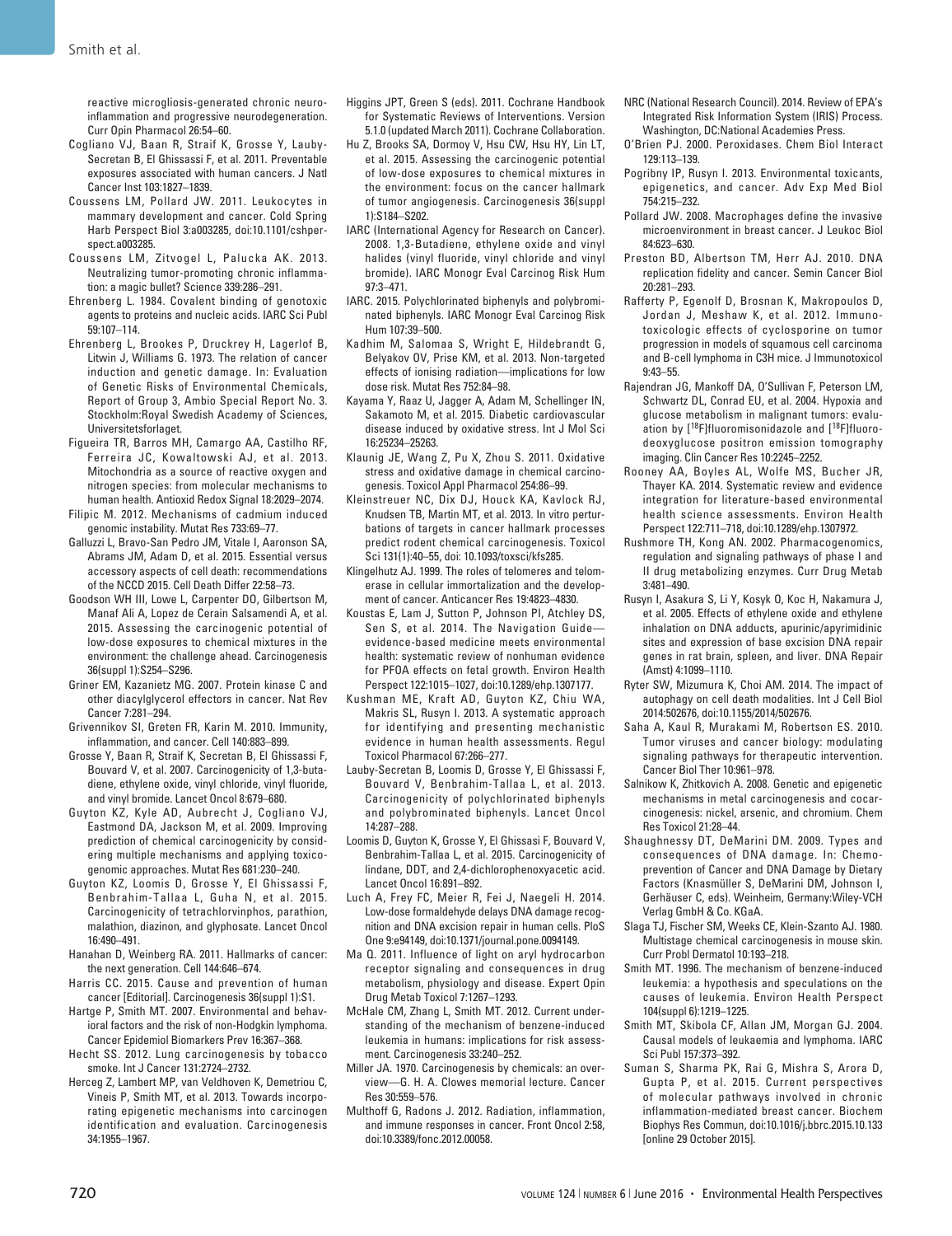reactive microgliosis-generated chronic neuroinflammation and progressive neurodegeneration. Curr Opin Pharmacol 26:54–60.

Cogliano VJ, Baan R, Straif K, Grosse Y, Lauby-Secretan B, El Ghissassi F, et al. 2011. Preventable exposures associated with human cancers. J Natl Cancer Inst 103:1827–1839.

Coussens LM, Pollard JW. 2011. Leukocytes in mammary development and cancer. Cold Spring Harb Perspect Biol 3:a003285, doi:10.1101/cshperspect.a003285.

Coussens LM, Zitvogel L, Palucka AK. 2013. Neutralizing tumor-promoting chronic inflammation: a magic bullet? Science 339:286–291.

Ehrenberg L. 1984. Covalent binding of genotoxic agents to proteins and nucleic acids. IARC Sci Publ 59:107–114.

Ehrenberg L, Brookes P, Druckrey H, Lagerlof B, Litwin J, Williams G. 1973. The relation of cancer induction and genetic damage. In: Evaluation of Genetic Risks of Environmental Chemicals, Report of Group 3, Ambio Special Report No. 3. Stockholm:Royal Swedish Academy of Sciences, Universitetsforlaget.

Figueira TR, Barros MH, Camargo AA, Castilho RF, Ferreira JC, Kowaltowski AJ, et al. 2013. Mitochondria as a source of reactive oxygen and nitrogen species: from molecular mechanisms to human health. Antioxid Redox Signal 18:2029–2074.

Filipic M. 2012. Mechanisms of cadmium induced genomic instability. Mutat Res 733:69–77.

Galluzzi L, Bravo-San Pedro JM, Vitale I, Aaronson SA, Abrams JM, Adam D, et al. 2015. Essential versus accessory aspects of cell death: recommendations of the NCCD 2015. Cell Death Differ 22:58–73.

Goodson WH III, Lowe L, Carpenter DO, Gilbertson M, Manaf Ali A, Lopez de Cerain Salsamendi A, et al. 2015. Assessing the carcinogenic potential of low-dose exposures to chemical mixtures in the environment: the challenge ahead. Carcinogenesis 36(suppl 1):S254–S296.

Griner EM, Kazanietz MG. 2007. Protein kinase C and other diacylglycerol effectors in cancer. Nat Rev Cancer 7:281–294.

Grivennikov SI, Greten FR, Karin M. 2010. Immunity, inflammation, and cancer. Cell 140:883–899.

Grosse Y, Baan R, Straif K, Secretan B, El Ghissassi F, Bouvard V, et al. 2007. Carcinogenicity of 1,3-butadiene, ethylene oxide, vinyl chloride, vinyl fluoride, and vinyl bromide. Lancet Oncol 8:679–680.

Guyton KZ, Kyle AD, Aubrecht J, Cogliano VJ, Eastmond DA, Jackson M, et al. 2009. Improving prediction of chemical carcinogenicity by considering multiple mechanisms and applying toxicogenomic approaches. Mutat Res 681:230–240.

Guyton KZ, Loomis D, Grosse Y, El Ghissassi F, Benbrahim-Tallaa L, Guha N, et al. 2015. Carcinogenicity of tetrachlorvinphos, parathion, malathion, diazinon, and glyphosate. Lancet Oncol 16:490–491.

Hanahan D, Weinberg RA. 2011. Hallmarks of cancer: the next generation. Cell 144:646–674.

Harris CC. 2015. Cause and prevention of human cancer [Editorial]. Carcinogenesis 36(suppl 1):S1.

Hartge P, Smith MT. 2007. Environmental and behavioral factors and the risk of non-Hodgkin lymphoma. Cancer Epidemiol Biomarkers Prev 16:367–368.

Hecht SS. 2012. Lung carcinogenesis by tobacco smoke. Int J Cancer 131:2724–2732.

Herceg Z, Lambert MP, van Veldhoven K, Demetriou C, Vineis P, Smith MT, et al. 2013. Towards incorporating epigenetic mechanisms into carcinogen identification and evaluation. Carcinogenesis 34:1955–1967.

Higgins JPT, Green S (eds). 2011. Cochrane Handbook for Systematic Reviews of Interventions. Version 5.1.0 (updated March 2011). Cochrane Collaboration.

Hu Z, Brooks SA, Dormoy V, Hsu CW, Hsu HY, Lin LT, et al. 2015. Assessing the carcinogenic potential of low-dose exposures to chemical mixtures in the environment: focus on the cancer hallmark of tumor angiogenesis. Carcinogenesis 36(suppl 1):S184–S202.

IARC (International Agency for Research on Cancer). 2008. 1,3-Butadiene, ethylene oxide and vinyl halides (vinyl fluoride, vinyl chloride and vinyl bromide). IARC Monogr Eval Carcinog Risk Hum 97:3–471.

IARC. 2015. Polychlorinated biphenyls and polybrominated biphenyls. IARC Monogr Eval Carcinog Risk Hum 107:39–500.

Kadhim M, Salomaa S, Wright E, Hildebrandt G, Belyakov OV, Prise KM, et al. 2013. Non-targeted effects of ionising radiation—implications for low dose risk. Mutat Res 752:84–98.

Kayama Y, Raaz U, Jagger A, Adam M, Schellinger IN, Sakamoto M, et al. 2015. Diabetic cardiovascular disease induced by oxidative stress. Int J Mol Sci 16:25234–25263.

Klaunig JE, Wang Z, Pu X, Zhou S. 2011. Oxidative stress and oxidative damage in chemical carcinogenesis. Toxicol Appl Pharmacol 254:86–99.

Kleinstreuer NC, Dix DJ, Houck KA, Kavlock RJ, Knudsen TB, Martin MT, et al. 2013. In vitro perturbations of targets in cancer hallmark processes predict rodent chemical carcinogenesis. Toxicol Sci 131(1):40–55, doi: 10.1093/toxsci/kfs285.

Klingelhutz AJ. 1999. The roles of telomeres and telomerase in cellular immortalization and the development of cancer. Anticancer Res 19:4823–4830.

Koustas E, Lam J, Sutton P, Johnson PI, Atchley DS, Sen S, et al. 2014. The Navigation Guide—evidence-based medicine meets environmental health: systematic review of nonhuman evidence for PFOA effects on fetal growth. Environ Health Perspect 122:1015–1027, doi:10.1289/ehp.1307177.

Kushman ME, Kraft AD, Guyton KZ, Chiu WA, Makris SL, Rusyn I. 2013. A systematic approach for identifying and presenting mechanistic evidence in human health assessments. Regul Toxicol Pharmacol 67:266–277.

Lauby-Secretan B, Loomis D, Grosse Y, El Ghissassi F, Bouvard V, Benbrahim-Tallaa L, et al. 2013. Carcinogenicity of polychlorinated biphenyls and polybrominated biphenyls. Lancet Oncol 14:287–288.

Loomis D, Guyton KZ, Grosse Y, El Ghissasi F, Bouvard V, Benbrahim-Tallaa L, et al. 2015. Carcinogenicity of lindane, DDT, and 2,4-dichlorophenoxyacetic acid. Lancet Oncol 16:891–892.

Luch A, Frey FC, Meier R, Fei J, Naegeli H. 2014. Low-dose formaldehyde delays DNA damage recognition and DNA excision repair in human cells. PloS One 9:e94149, doi:10.1371/journal.pone.0094149.

Ma Q. 2011. Influence of light on aryl hydrocarbon receptor signaling and consequences in drug metabolism, physiology and disease. Expert Opin Drug Metab Toxicol 7:1267–1293.

McHale CM, Zhang L, Smith MT. 2012. Current understanding of the mechanism of benzene-induced leukemia in humans: implications for risk assessment. Carcinogenesis 33:240–252.

Miller JA. 1970. Carcinogenesis by chemicals: an overview—G. H. A. Clowes memorial lecture. Cancer Res 30:559–576.

Multhoff G, Radons J. 2012. Radiation, inflammation, and immune responses in cancer. Front Oncol 2:58, doi:10.3389/fonc.2012.00058.

NRC (National Research Council). 2014. Review of EPA's Integrated Risk Information System (IRIS) Process. Washington, DC:National Academies Press.

O'Brien PJ. 2000. Peroxidases. Chem Biol Interact 129:113–139.

Pogribny IP, Rusyn I. 2013. Environmental toxicants, epigenetics, and cancer. Adv Exp Med Biol 754:215–232.

Pollard JW. 2008. Macrophages define the invasive microenvironment in breast cancer. J Leukoc Biol 84:623–630.

Preston BD, Albertson TM, Herr AJ. 2010. DNA replication fidelity and cancer. Semin Cancer Biol 20:281–293.

Rafferty P, Egenolf D, Brosnan K, Makropoulos D, Jordan J, Meshaw K, et al. 2012. Immunotoxicologic effects of cyclosporine on tumor progression in models of squamous cell carcinoma and B-cell lymphoma in C3H mice. J Immunotoxicol 9:43–55.

Rajendran JG, Mankoff DA, O'Sullivan F, Peterson LM, Schwartz DL, Conrad EU, et al. 2004. Hypoxia and glucose metabolism in malignant tumors: evaluation by [$^{18}$F]fluoromisonidazole and [$^{18}$F]fluorodeoxyglucose positron emission tomography imaging. Clin Cancer Res 10:2245–2252.

Rooney AA, Boyles AL, Wolfe MS, Bucher JR, Thayer KA. 2014. Systematic review and evidence integration for literature-based environmental health science assessments. Environ Health Perspect 122:711–718, doi:10.1289/ehp.1307972.

Rushmore TH, Kong AN. 2002. Pharmacogenomics, regulation and signaling pathways of phase I and II drug metabolizing enzymes. Curr Drug Metab 3:481–490.

Rusyn I, Asakura S, Li Y, Kosyk O, Koc H, Nakamura J, et al. 2005. Effects of ethylene oxide and ethylene inhalation on DNA adducts, apurinic/apyrimidinic sites and expression of base excision DNA repair genes in rat brain, spleen, and liver. DNA Repair (Amst) 4:1099–1110.

Ryter SW, Mizumura K, Choi AM. 2014. The impact of autophagy on cell death modalities. Int J Cell Biol 2014:502676, doi:10.1155/2014/502676.

Saha A, Kaul R, Murakami M, Robertson ES. 2010. Tumor viruses and cancer biology: modulating signaling pathways for therapeutic intervention. Cancer Biol Ther 10:961–978.

Salnikow K, Zhitkovich A. 2008. Genetic and epigenetic mechanisms in metal carcinogenesis and cocarcinogenesis: nickel, arsenic, and chromium. Chem Res Toxicol 21:28–44.

Shaughnessy DT, DeMarini DM. 2009. Types and consequences of DNA damage. In: Chemoprevention of Cancer and DNA Damage by Dietary Factors (Knasmüller S, DeMarini DM, Johnson I, Gerhäuser C, eds). Weinheim, Germany:Wiley-VCH Verlag GmbH & Co. KGaA.

Slaga TJ, Fischer SM, Weeks CE, Klein-Szanto AJ. 1980. Multistage chemical carcinogenesis in mouse skin. Curr Probl Dermatol 10:193–218.

Smith MT. 1996. The mechanism of benzene-induced leukemia: a hypothesis and speculations on the causes of leukemia. Environ Health Perspect 104(suppl 6):1219–1225.

Smith MT, Skibola CF, Allan JM, Morgan GJ. 2004. Causal models of leukaemia and lymphoma. IARC Sci Publ 157:373–392.

Suman S, Sharma PK, Rai G, Mishra S, Arora D, Gupta P, et al. 2015. Current perspectives of molecular pathways involved in chronic inflammation-mediated breast cancer. Biochem Biophys Res Commun, doi:10.1016/j.bbrc.2015.10.133 [online 29 October 2015].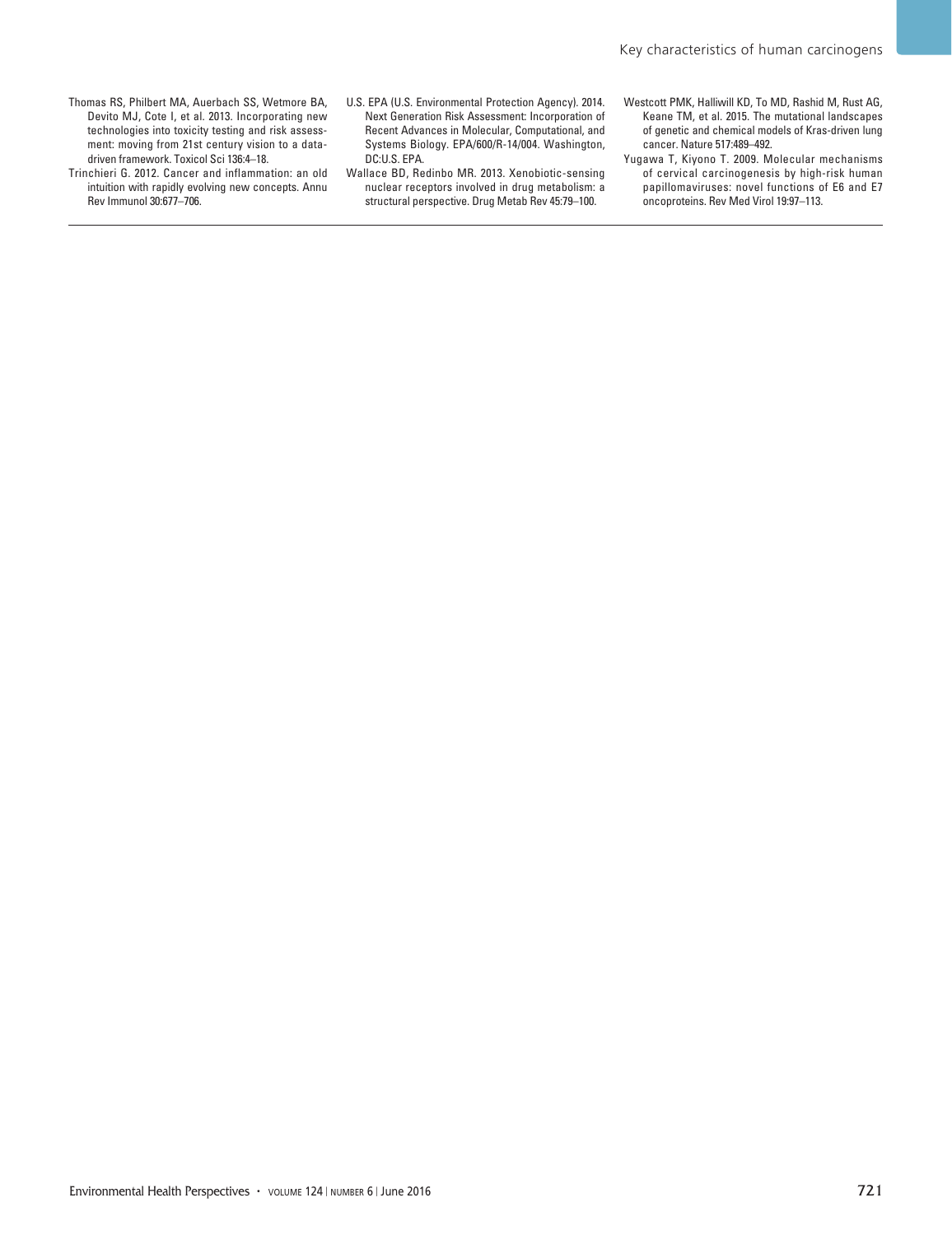Thomas RS, Philbert MA, Auerbach SS, Wetmore BA, Devito MJ, Cote I, et al. 2013. Incorporating new technologies into toxicity testing and risk assessment: moving from 21st century vision to a data-driven framework. Toxicol Sci 136:4–18.

Trinchieri G. 2012. Cancer and inflammation: an old intuition with rapidly evolving new concepts. Annu Rev Immunol 30:677–706.

U.S. EPA (U.S. Environmental Protection Agency). 2014. Next Generation Risk Assessment: Incorporation of Recent Advances in Molecular, Computational, and Systems Biology. EPA/600/R-14/004. Washington, DC:U.S. EPA.

Wallace BD, Redinbo MR. 2013. Xenobiotic-sensing nuclear receptors involved in drug metabolism: a structural perspective. Drug Metab Rev 45:79–100.

Westcott PMK, Halliwill KD, To MD, Rashid M, Rust AG, Keane TM, et al. 2015. The mutational landscapes of genetic and chemical models of Kras-driven lung cancer. Nature 517:489–492.

Yugawa T, Kiyono T. 2009. Molecular mechanisms of cervical carcinogenesis by high-risk human papillomaviruses: novel functions of E6 and E7 oncoproteins. Rev Med Virol 19:97–113.